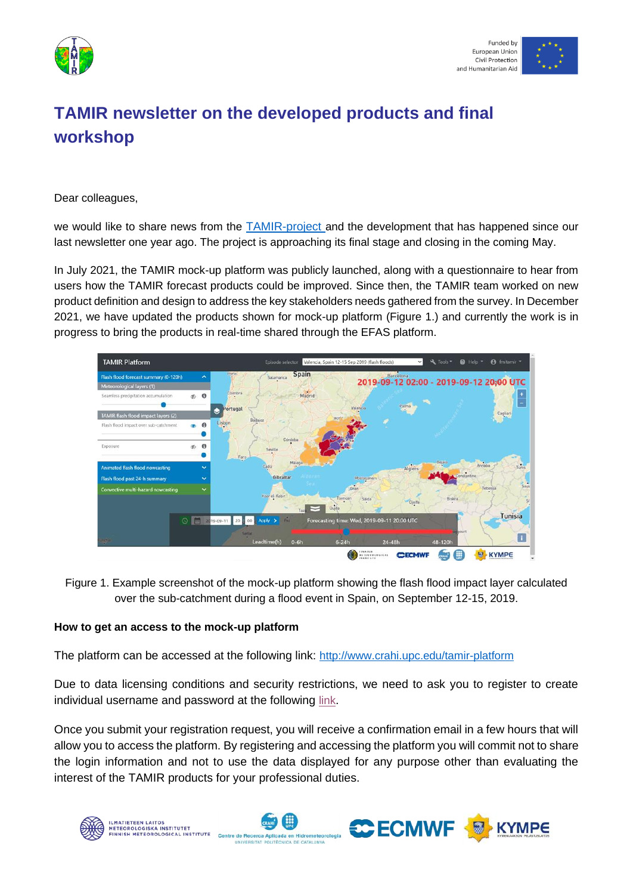# TAMIR newsletter on the developed products and final workshop

Dear colleagues,

we would like to share news from the TAMIR-project and the development that has happened since our last newsletter one year ago. The project is approaching its final stage and closing in the coming May.

In July 2021, the TAMIR mock-up platform was publicly launched, along with a questionnaire to hear from users how the TAMIR forecast products could be improved. Since then, the TAMIR team worked on new product definition and design to address the key stakeholders needs gathered from the survey. In December 2021, we have updated the products shown for mock-up platform (Figure 1.) and currently the work is in progress to bring the products in real-time shared through the EFAS platform.

Figure 1. Example screenshot of the mock-up platform showing the flash flood impact layer calculated over the sub-catchment during a flood event in Spain, on September 12-15, 2019.

**How to get an access to the mock-up platform**

The platform can be accessed at the following link: http://www.crahi.upc.edu/tamir-platform

Due to data licensing conditions and security restrictions, we need to ask you to register to create individual username and password at the following link.

Once you submit your registration request, you will receive a confirmation email in a few hours that will allow you to access the platform. By registering and accessing the platform you will commit not to share the login information and not to use the data displayed for any purpose other than evaluating the interest of the TAMIR products for your professional duties.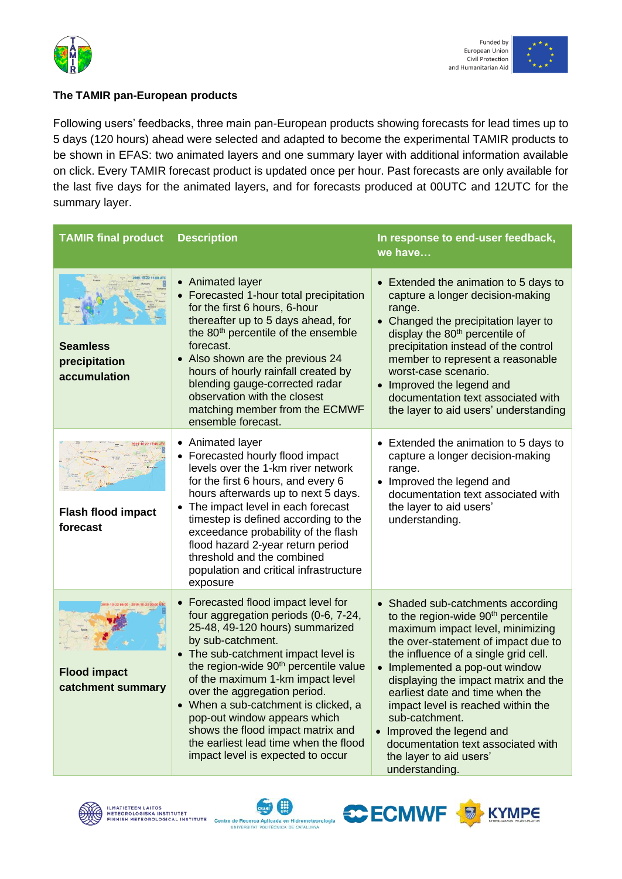## The TAMIR pan-European products

Following users' feedbacks, three main pan-European products showing forecasts for lead times up to 5 days (120 hours) ahead were selected and adapted to become the experimental TAMIR products to be shown in EFAS: two animated layers and one summary layer with additional information available on click. Every TAMIR forecast product is updated once per hour. Past forecasts are only available for the last five days for the animated layers, and for forecasts produced at 00UTC and 12UTC for the summary layer.

| TAMIR final product | Description | In response to end-user feedback, we have… |
|---|---|---|
| **Seamless precipitation accumulation** | • Animated layer<br>• Forecasted 1-hour total precipitation for the first 6 hours, 6-hour thereafter up to 5 days ahead, for the 80th percentile of the ensemble forecast.<br>• Also shown are the previous 24 hours of hourly rainfall created by blending gauge-corrected radar observation with the closest matching member from the ECMWF ensemble forecast. | • Extended the animation to 5 days to capture a longer decision-making range.<br>• Changed the precipitation layer to display the 80th percentile of precipitation instead of the control member to represent a reasonable worst-case scenario.<br>• Improved the legend and documentation text associated with the layer to aid users' understanding |
| **Flash flood impact forecast** | • Animated layer<br>• Forecasted hourly flood impact levels over the 1-km river network for the first 6 hours, and every 6 hours afterwards up to next 5 days.<br>• The impact level in each forecast timestep is defined according to the exceedance probability of the flash flood hazard 2-year return period threshold and the combined population and critical infrastructure exposure | • Extended the animation to 5 days to capture a longer decision-making range.<br>• Improved the legend and documentation text associated with the layer to aid users' understanding. |
| **Flood impact catchment summary** | • Forecasted flood impact level for four aggregation periods (0-6, 7-24, 25-48, 49-120 hours) summarized by sub-catchment.<br>• The sub-catchment impact level is the region-wide 90th percentile value of the maximum 1-km impact level over the aggregation period.<br>• When a sub-catchment is clicked, a pop-out window appears which shows the flood impact matrix and the earliest lead time when the flood impact level is expected to occur | • Shaded sub-catchments according to the region-wide 90th percentile maximum impact level, minimizing the over-statement of impact due to the influence of a single grid cell.<br>• Implemented a pop-out window displaying the impact matrix and the earliest date and time when the impact level is reached within the sub-catchment.<br>• Improved the legend and documentation text associated with the layer to aid users' understanding. |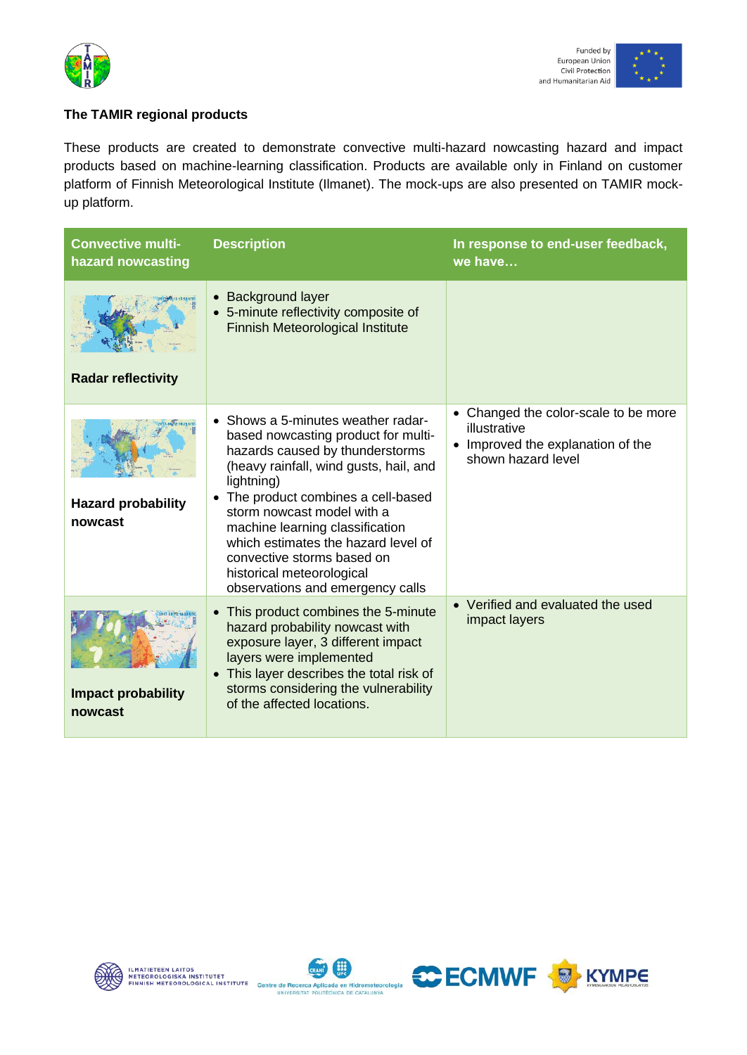**The TAMIR regional products**

These products are created to demonstrate convective multi-hazard nowcasting hazard and impact products based on machine-learning classification. Products are available only in Finland on customer platform of Finnish Meteorological Institute (Ilmanet). The mock-ups are also presented on TAMIR mock-up platform.

| Convective multi-hazard nowcasting | Description | In response to end-user feedback, we have… |
|---|---|---|
| **Radar reflectivity** | • Background layer<br>• 5-minute reflectivity composite of Finnish Meteorological Institute | |
| **Hazard probability nowcast** | • Shows a 5-minutes weather radar-based nowcasting product for multi-hazards caused by thunderstorms (heavy rainfall, wind gusts, hail, and lightning)<br>• The product combines a cell-based storm nowcast model with a machine learning classification which estimates the hazard level of convective storms based on historical meteorological observations and emergency calls | • Changed the color-scale to be more illustrative<br>• Improved the explanation of the shown hazard level |
| **Impact probability nowcast** | • This product combines the 5-minute hazard probability nowcast with exposure layer, 3 different impact layers were implemented<br>• This layer describes the total risk of storms considering the vulnerability of the affected locations. | • Verified and evaluated the used impact layers |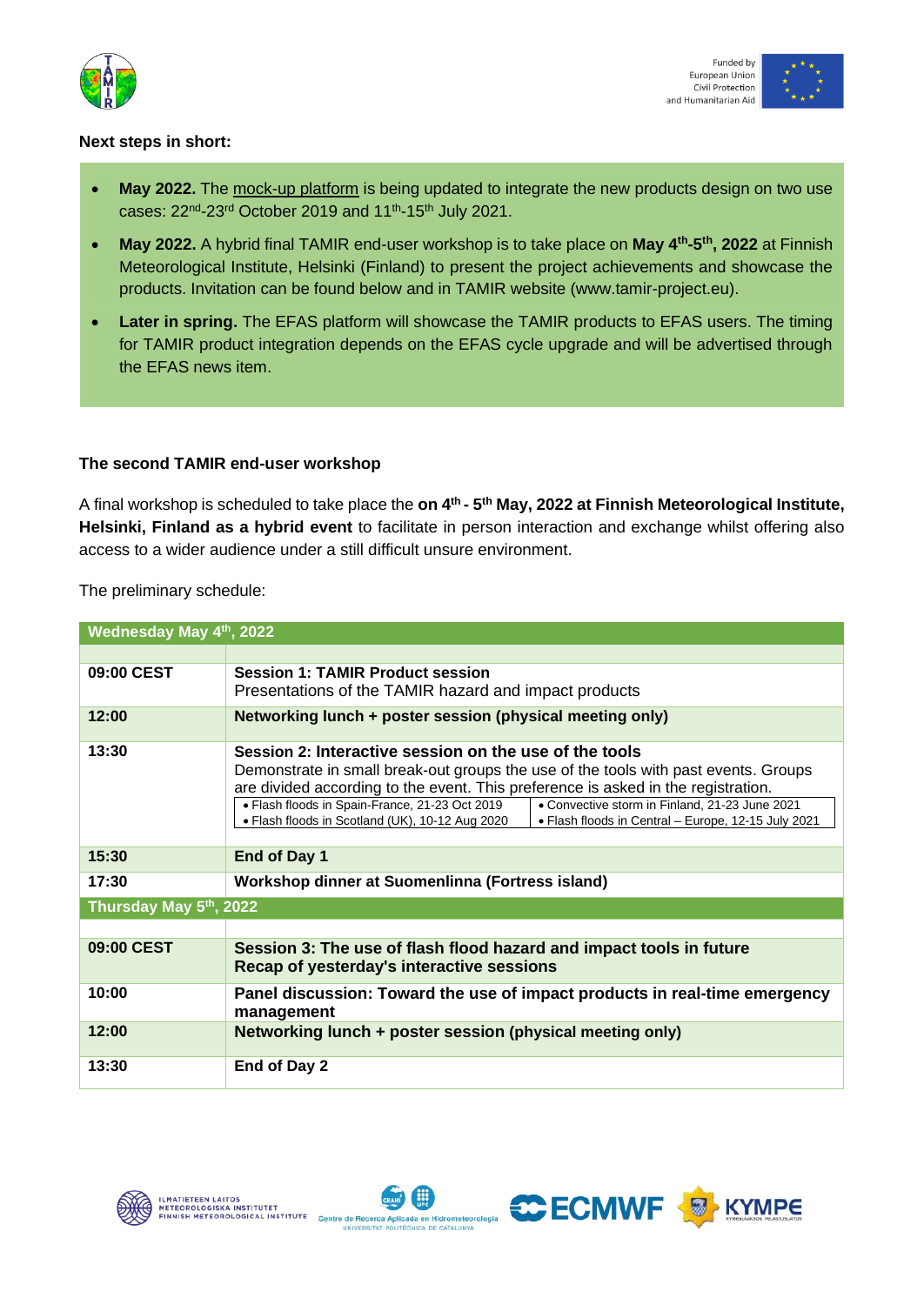**Next steps in short:**

- **May 2022.** The mock-up platform is being updated to integrate the new products design on two use cases: 22nd-23rd October 2019 and 11th-15th July 2021.
- **May 2022.** A hybrid final TAMIR end-user workshop is to take place on **May 4th-5th, 2022** at Finnish Meteorological Institute, Helsinki (Finland) to present the project achievements and showcase the products. Invitation can be found below and in TAMIR website (www.tamir-project.eu).
- **Later in spring.** The EFAS platform will showcase the TAMIR products to EFAS users. The timing for TAMIR product integration depends on the EFAS cycle upgrade and will be advertised through the EFAS news item.

**The second TAMIR end-user workshop**

A final workshop is scheduled to take place the **on 4th - 5th May, 2022 at Finnish Meteorological Institute, Helsinki, Finland as a hybrid event** to facilitate in person interaction and exchange whilst offering also access to a wider audience under a still difficult unsure environment.

The preliminary schedule:

| Wednesday May 4th, 2022 | |
|---|---|
| | |
| **09:00 CEST** | **Session 1: TAMIR Product session**<br>Presentations of the TAMIR hazard and impact products |
| **12:00** | **Networking lunch + poster session (physical meeting only)** |
| **13:30** | **Session 2: Interactive session on the use of the tools**<br>Demonstrate in small break-out groups the use of the tools with past events. Groups are divided according to the event. This preference is asked in the registration.<br>• Flash floods in Spain-France, 21-23 Oct 2019<br>• Flash floods in Scotland (UK), 10-12 Aug 2020<br>• Convective storm in Finland, 21-23 June 2021<br>• Flash floods in Central – Europe, 12-15 July 2021 |
| **15:30** | **End of Day 1** |
| **17:30** | **Workshop dinner at Suomenlinna (Fortress island)** |
| **Thursday May 5th, 2022** | |
| | |
| **09:00 CEST** | **Session 3: The use of flash flood hazard and impact tools in future**<br>**Recap of yesterday's interactive sessions** |
| **10:00** | **Panel discussion: Toward the use of impact products in real-time emergency management** |
| **12:00** | **Networking lunch + poster session (physical meeting only)** |
| **13:30** | **End of Day 2** |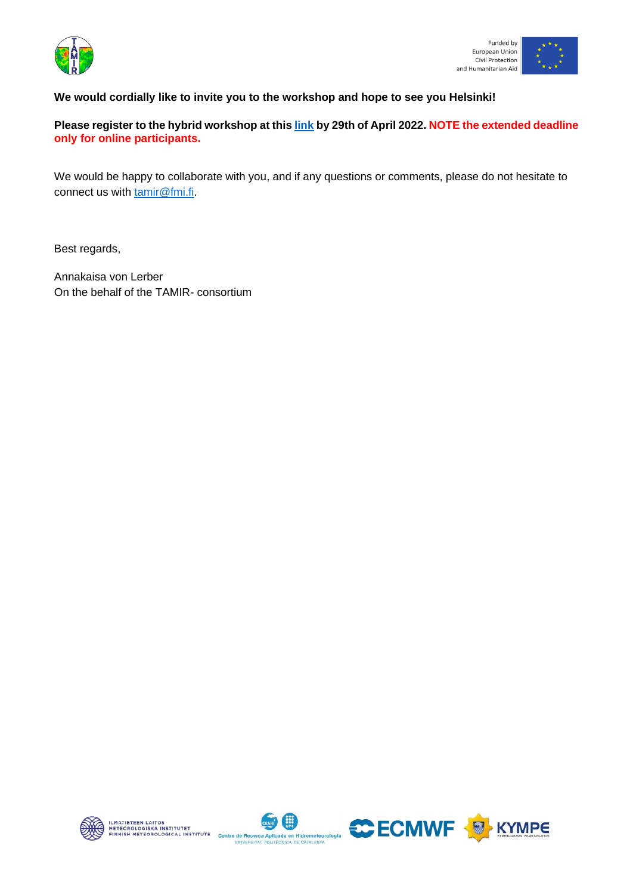**We would cordially like to invite you to the workshop and hope to see you Helsinki!**

**Please register to the hybrid workshop at this [link](#) by 29th of April 2022. NOTE the extended deadline only for online participants.**

We would be happy to collaborate with you, and if any questions or comments, please do not hesitate to connect us with [tamir@fmi.fi](mailto:tamir@fmi.fi).

Best regards,

Annakaisa von Lerber  
On the behalf of the TAMIR- consortium